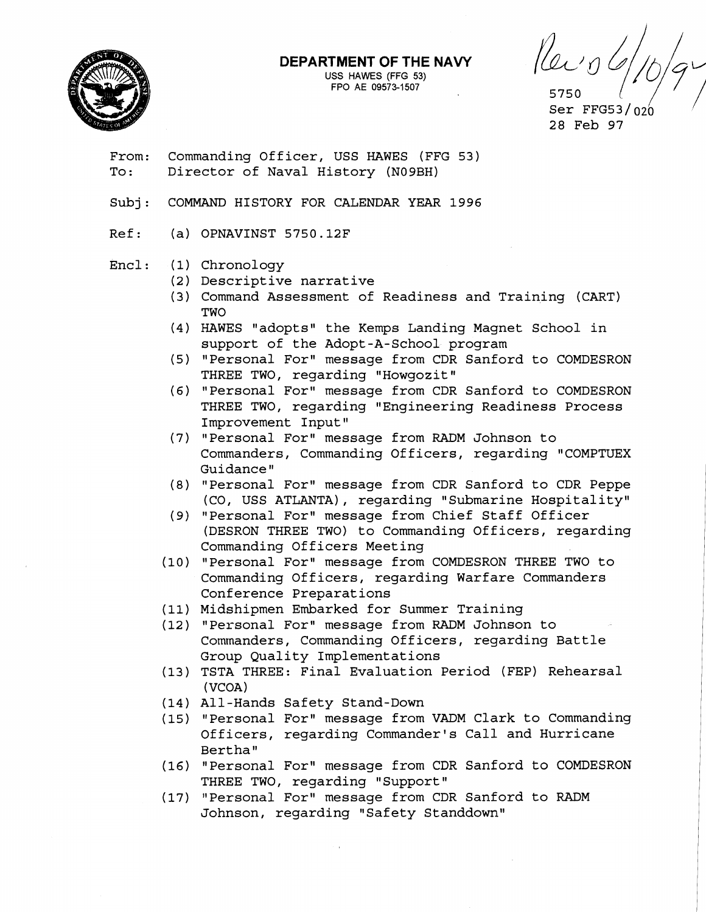**DEPARTMENT OF THE NAVY**
USS HAWES (FFG 53)
FPO AE 09573-1507

Rec'd 6/10/97

5750
Ser FFG53/020
28 Feb 97

From: Commanding Officer, USS HAWES (FFG 53)
To: Director of Naval History (N09BH)

Subj: COMMAND HISTORY FOR CALENDAR YEAR 1996

Ref: (a) OPNAVINST 5750.12F

Encl: (1) Chronology
(2) Descriptive narrative
(3) Command Assessment of Readiness and Training (CART) TWO
(4) HAWES "adopts" the Kemps Landing Magnet School in support of the Adopt-A-School program
(5) "Personal For" message from CDR Sanford to COMDESRON THREE TWO, regarding "Howgozit"
(6) "Personal For" message from CDR Sanford to COMDESRON THREE TWO, regarding "Engineering Readiness Process Improvement Input"
(7) "Personal For" message from RADM Johnson to Commanders, Commanding Officers, regarding "COMPTUEX Guidance"
(8) "Personal For" message from CDR Sanford to CDR Peppe (CO, USS ATLANTA), regarding "Submarine Hospitality"
(9) "Personal For" message from Chief Staff Officer (DESRON THREE TWO) to Commanding Officers, regarding Commanding Officers Meeting
(10) "Personal For" message from COMDESRON THREE TWO to Commanding Officers, regarding Warfare Commanders Conference Preparations
(11) Midshipmen Embarked for Summer Training
(12) "Personal For" message from RADM Johnson to Commanders, Commanding Officers, regarding Battle Group Quality Implementations
(13) TSTA THREE: Final Evaluation Period (FEP) Rehearsal (VCOA)
(14) All-Hands Safety Stand-Down
(15) "Personal For" message from VADM Clark to Commanding Officers, regarding Commander's Call and Hurricane Bertha"
(16) "Personal For" message from CDR Sanford to COMDESRON THREE TWO, regarding "Support"
(17) "Personal For" message from CDR Sanford to RADM Johnson, regarding "Safety Standdown"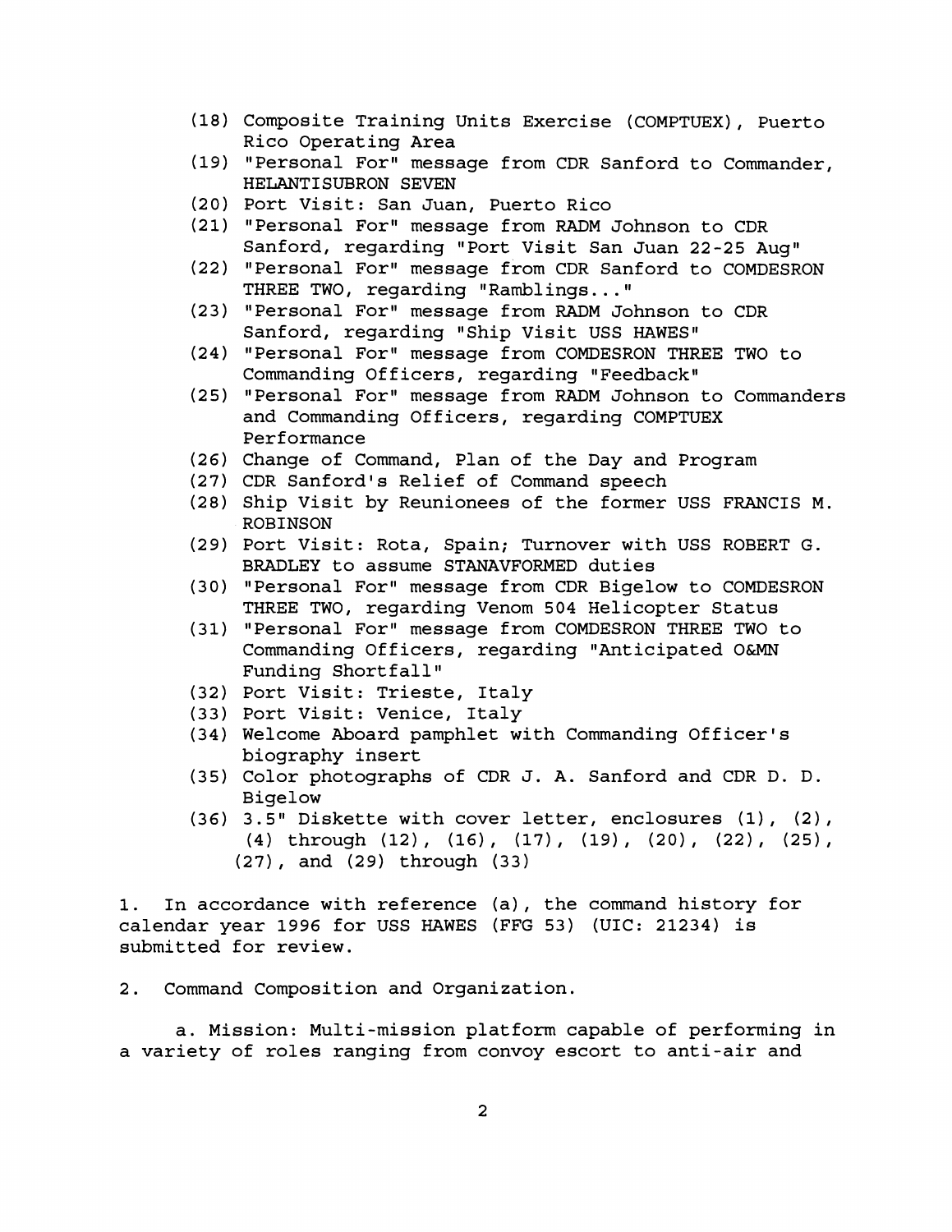(18) Composite Training Units Exercise (COMPTUEX), Puerto Rico Operating Area
(19) "Personal For" message from CDR Sanford to Commander, HELANTISUBRON SEVEN
(20) Port Visit: San Juan, Puerto Rico
(21) "Personal For" message from RADM Johnson to CDR Sanford, regarding "Port Visit San Juan 22-25 Aug"
(22) "Personal For" message from CDR Sanford to COMDESRON THREE TWO, regarding "Ramblings..."
(23) "Personal For" message from RADM Johnson to CDR Sanford, regarding "Ship Visit USS HAWES"
(24) "Personal For" message from COMDESRON THREE TWO to Commanding Officers, regarding "Feedback"
(25) "Personal For" message from RADM Johnson to Commanders and Commanding Officers, regarding COMPTUEX Performance
(26) Change of Command, Plan of the Day and Program
(27) CDR Sanford's Relief of Command speech
(28) Ship Visit by Reunionees of the former USS FRANCIS M. ROBINSON
(29) Port Visit: Rota, Spain; Turnover with USS ROBERT G. BRADLEY to assume STANAVFORMED duties
(30) "Personal For" message from CDR Bigelow to COMDESRON THREE TWO, regarding Venom 504 Helicopter Status
(31) "Personal For" message from COMDESRON THREE TWO to Commanding Officers, regarding "Anticipated O&MN Funding Shortfall"
(32) Port Visit: Trieste, Italy
(33) Port Visit: Venice, Italy
(34) Welcome Aboard pamphlet with Commanding Officer's biography insert
(35) Color photographs of CDR J. A. Sanford and CDR D. D. Bigelow
(36) 3.5" Diskette with cover letter, enclosures (1), (2), (4) through (12), (16), (17), (19), (20), (22), (25), (27), and (29) through (33)

1. In accordance with reference (a), the command history for calendar year 1996 for USS HAWES (FFG 53) (UIC: 21234) is submitted for review.

2. Command Composition and Organization.

a. Mission: Multi-mission platform capable of performing in a variety of roles ranging from convoy escort to anti-air and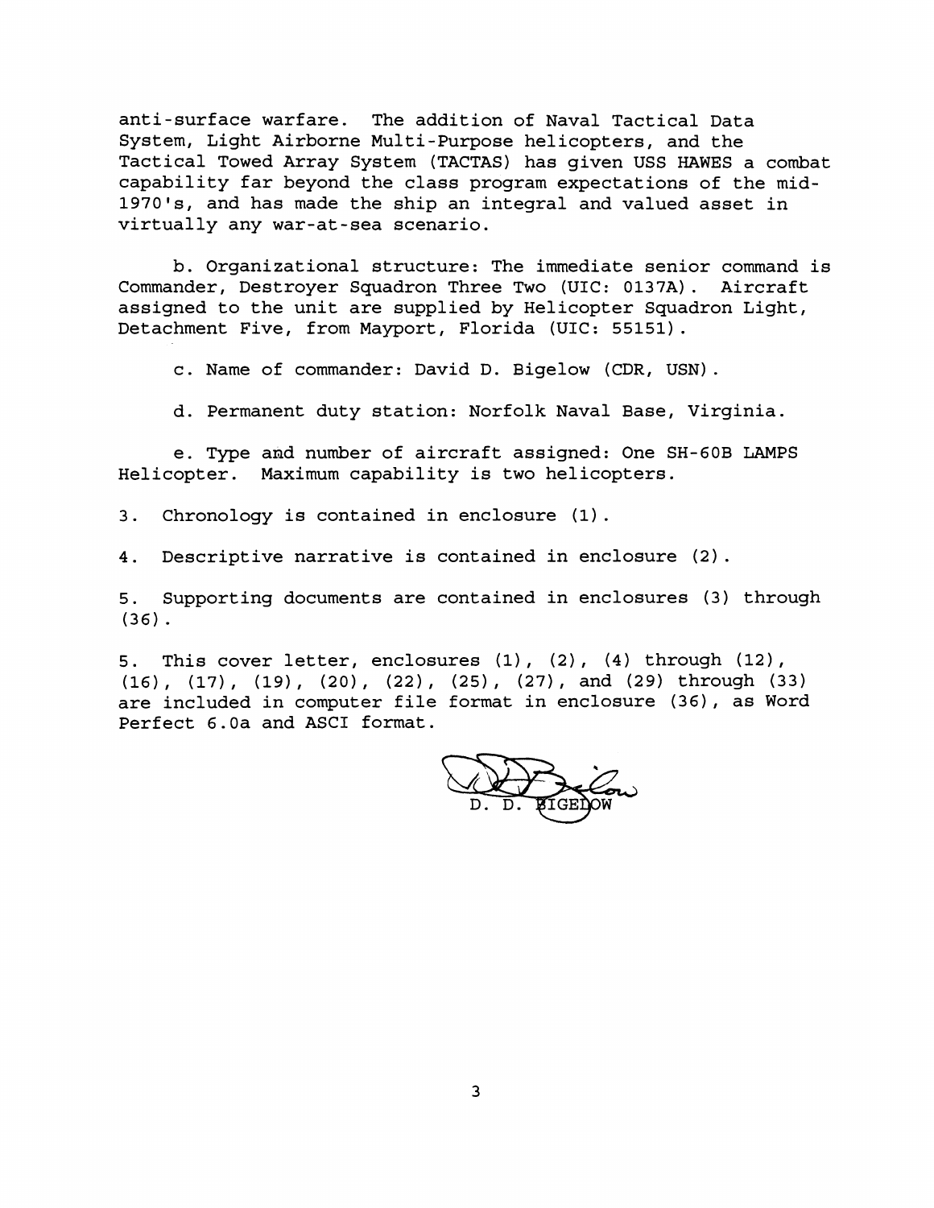anti-surface warfare. The addition of Naval Tactical Data System, Light Airborne Multi-Purpose helicopters, and the Tactical Towed Array System (TACTAS) has given USS HAWES a combat capability far beyond the class program expectations of the mid-1970's, and has made the ship an integral and valued asset in virtually any war-at-sea scenario.

b. Organizational structure: The immediate senior command is Commander, Destroyer Squadron Three Two (UIC: 0137A). Aircraft assigned to the unit are supplied by Helicopter Squadron Light, Detachment Five, from Mayport, Florida (UIC: 55151).

c. Name of commander: David D. Bigelow (CDR, USN).

d. Permanent duty station: Norfolk Naval Base, Virginia.

e. Type and number of aircraft assigned: One SH-60B LAMPS Helicopter. Maximum capability is two helicopters.

3. Chronology is contained in enclosure (1).

4. Descriptive narrative is contained in enclosure (2).

5. Supporting documents are contained in enclosures (3) through (36).

5. This cover letter, enclosures (1), (2), (4) through (12), (16), (17), (19), (20), (22), (25), (27), and (29) through (33) are included in computer file format in enclosure (36), as Word Perfect 6.0a and ASCI format.

D. D. BIGELOW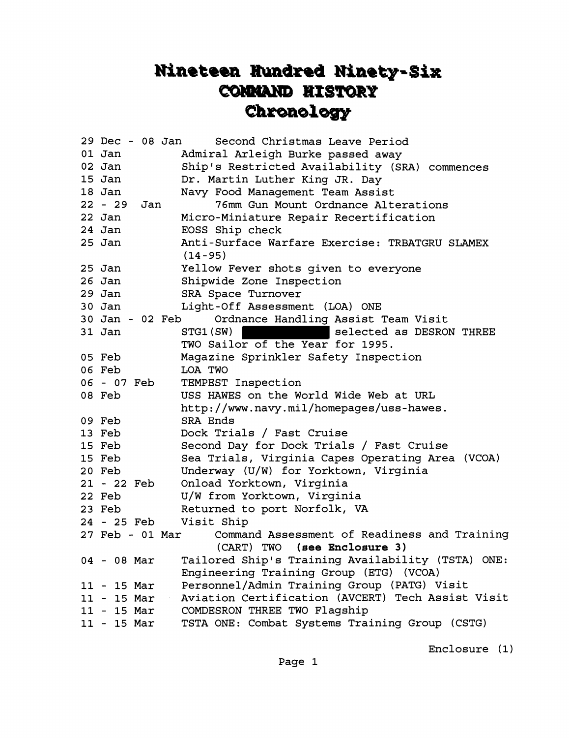# Nineteen Hundred Ninety-Six
## COMMAND HISTORY
## Chronology

| Date | Event |
|---|---|
| 29 Dec - 08 Jan | Second Christmas Leave Period |
| 01 Jan | Admiral Arleigh Burke passed away |
| 02 Jan | Ship's Restricted Availability (SRA) commences |
| 15 Jan | Dr. Martin Luther King JR. Day |
| 18 Jan | Navy Food Management Team Assist |
| 22 - 29 Jan | 76mm Gun Mount Ordnance Alterations |
| 22 Jan | Micro-Miniature Repair Recertification |
| 24 Jan | EOSS Ship check |
| 25 Jan | Anti-Surface Warfare Exercise: TRBATGRU SLAMEX (14-95) |
| 25 Jan | Yellow Fever shots given to everyone |
| 26 Jan | Shipwide Zone Inspection |
| 29 Jan | SRA Space Turnover |
| 30 Jan | Light-Off Assessment (LOA) ONE |
| 30 Jan - 02 Feb | Ordnance Handling Assist Team Visit |
| 31 Jan | STG1(SW) [REDACTED] selected as DESRON THREE TWO Sailor of the Year for 1995. |
| 05 Feb | Magazine Sprinkler Safety Inspection |
| 06 Feb | LOA TWO |
| 06 - 07 Feb | TEMPEST Inspection |
| 08 Feb | USS HAWES on the World Wide Web at URL http://www.navy.mil/homepages/uss-hawes. |
| 09 Feb | SRA Ends |
| 13 Feb | Dock Trials / Fast Cruise |
| 15 Feb | Second Day for Dock Trials / Fast Cruise |
| 15 Feb | Sea Trials, Virginia Capes Operating Area (VCOA) |
| 20 Feb | Underway (U/W) for Yorktown, Virginia |
| 21 - 22 Feb | Onload Yorktown, Virginia |
| 22 Feb | U/W from Yorktown, Virginia |
| 23 Feb | Returned to port Norfolk, VA |
| 24 - 25 Feb | Visit Ship |
| 27 Feb - 01 Mar | Command Assessment of Readiness and Training (CART) TWO **(see Enclosure 3)** |
| 04 - 08 Mar | Tailored Ship's Training Availability (TSTA) ONE: Engineering Training Group (ETG) (VCOA) |
| 11 - 15 Mar | Personnel/Admin Training Group (PATG) Visit |
| 11 - 15 Mar | Aviation Certification (AVCERT) Tech Assist Visit |
| 11 - 15 Mar | COMDESRON THREE TWO Flagship |
| 11 - 15 Mar | TSTA ONE: Combat Systems Training Group (CSTG) |

Enclosure (1)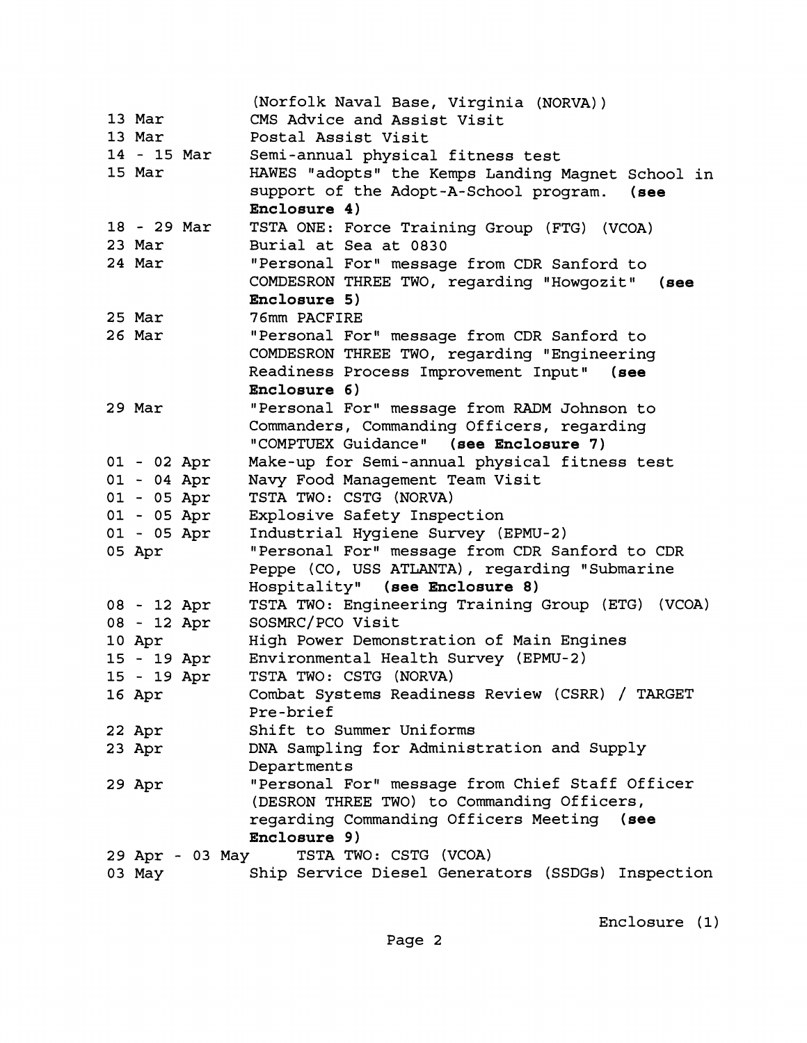(Norfolk Naval Base, Virginia (NORVA))

| | |
|---|---|
| 13 Mar | CMS Advice and Assist Visit |
| 13 Mar | Postal Assist Visit |
| 14 - 15 Mar | Semi-annual physical fitness test |
| 15 Mar | HAWES "adopts" the Kemps Landing Magnet School in support of the Adopt-A-School program. **(see Enclosure 4)** |
| 18 - 29 Mar | TSTA ONE: Force Training Group (FTG) (VCOA) |
| 23 Mar | Burial at Sea at 0830 |
| 24 Mar | "Personal For" message from CDR Sanford to COMDESRON THREE TWO, regarding "Howgozit" **(see Enclosure 5)** |
| 25 Mar | 76mm PACFIRE |
| 26 Mar | "Personal For" message from CDR Sanford to COMDESRON THREE TWO, regarding "Engineering Readiness Process Improvement Input" **(see Enclosure 6)** |
| 29 Mar | "Personal For" message from RADM Johnson to Commanders, Commanding Officers, regarding "COMPTUEX Guidance" **(see Enclosure 7)** |
| 01 - 02 Apr | Make-up for Semi-annual physical fitness test |
| 01 - 04 Apr | Navy Food Management Team Visit |
| 01 - 05 Apr | TSTA TWO: CSTG (NORVA) |
| 01 - 05 Apr | Explosive Safety Inspection |
| 01 - 05 Apr | Industrial Hygiene Survey (EPMU-2) |
| 05 Apr | "Personal For" message from CDR Sanford to CDR Peppe (CO, USS ATLANTA), regarding "Submarine Hospitality" **(see Enclosure 8)** |
| 08 - 12 Apr | TSTA TWO: Engineering Training Group (ETG) (VCOA) |
| 08 - 12 Apr | SOSMRC/PCO Visit |
| 10 Apr | High Power Demonstration of Main Engines |
| 15 - 19 Apr | Environmental Health Survey (EPMU-2) |
| 15 - 19 Apr | TSTA TWO: CSTG (NORVA) |
| 16 Apr | Combat Systems Readiness Review (CSRR) / TARGET Pre-brief |
| 22 Apr | Shift to Summer Uniforms |
| 23 Apr | DNA Sampling for Administration and Supply Departments |
| 29 Apr | "Personal For" message from Chief Staff Officer (DESRON THREE TWO) to Commanding Officers, regarding Commanding Officers Meeting **(see Enclosure 9)** |
| 29 Apr - 03 May | TSTA TWO: CSTG (VCOA) |
| 03 May | Ship Service Diesel Generators (SSDGs) Inspection |

Enclosure (1)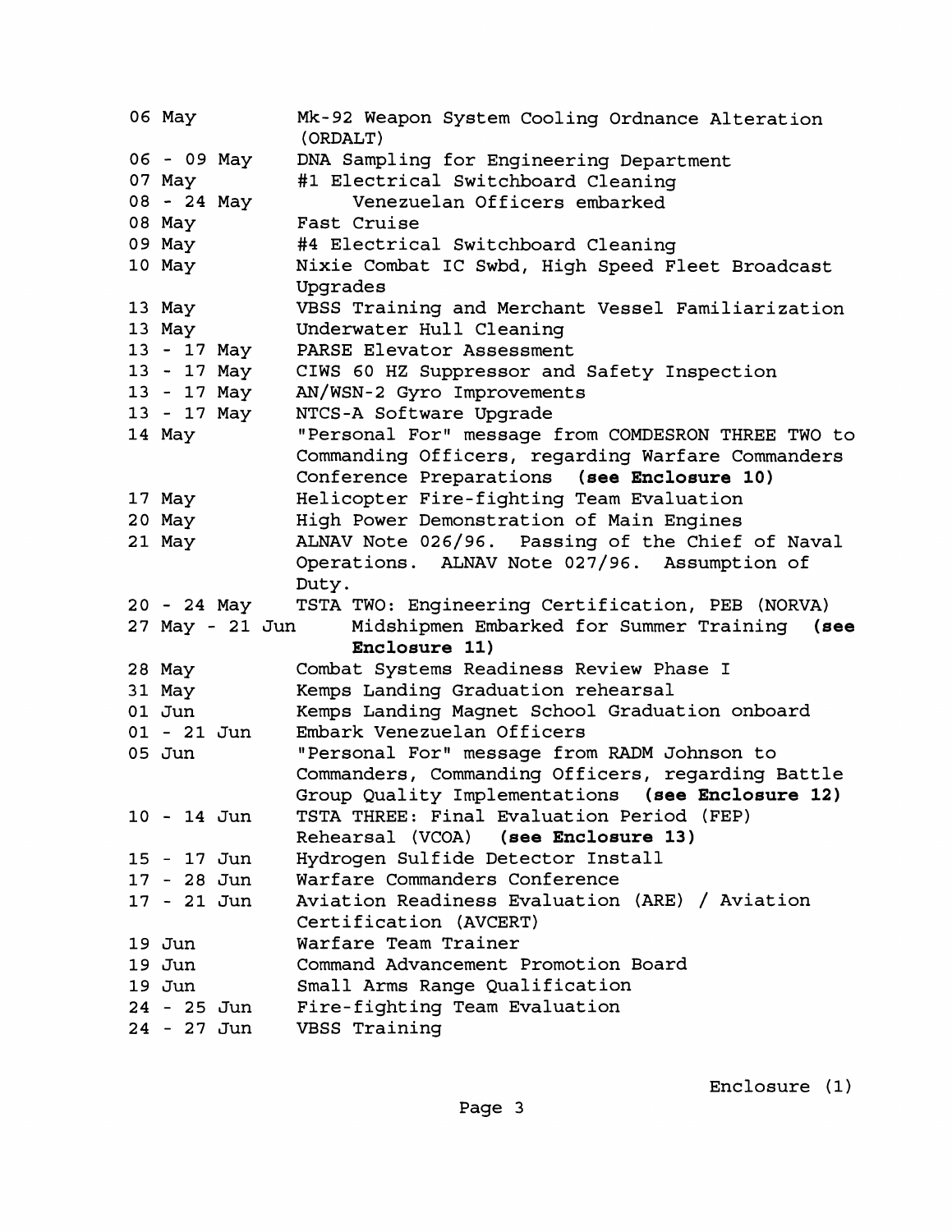| | |
|---|---|
| 06 May | Mk-92 Weapon System Cooling Ordnance Alteration (ORDALT) |
| 06 - 09 May | DNA Sampling for Engineering Department |
| 07 May | #1 Electrical Switchboard Cleaning |
| 08 - 24 May | Venezuelan Officers embarked |
| 08 May | Fast Cruise |
| 09 May | #4 Electrical Switchboard Cleaning |
| 10 May | Nixie Combat IC Swbd, High Speed Fleet Broadcast Upgrades |
| 13 May | VBSS Training and Merchant Vessel Familiarization |
| 13 May | Underwater Hull Cleaning |
| 13 - 17 May | PARSE Elevator Assessment |
| 13 - 17 May | CIWS 60 HZ Suppressor and Safety Inspection |
| 13 - 17 May | AN/WSN-2 Gyro Improvements |
| 13 - 17 May | NTCS-A Software Upgrade |
| 14 May | "Personal For" message from COMDESRON THREE TWO to Commanding Officers, regarding Warfare Commanders Conference Preparations **(see Enclosure 10)** |
| 17 May | Helicopter Fire-fighting Team Evaluation |
| 20 May | High Power Demonstration of Main Engines |
| 21 May | ALNAV Note 026/96. Passing of the Chief of Naval Operations. ALNAV Note 027/96. Assumption of Duty. |
| 20 - 24 May | TSTA TWO: Engineering Certification, PEB (NORVA) |
| 27 May - 21 Jun | Midshipmen Embarked for Summer Training **(see Enclosure 11)** |
| 28 May | Combat Systems Readiness Review Phase I |
| 31 May | Kemps Landing Graduation rehearsal |
| 01 Jun | Kemps Landing Magnet School Graduation onboard |
| 01 - 21 Jun | Embark Venezuelan Officers |
| 05 Jun | "Personal For" message from RADM Johnson to Commanders, Commanding Officers, regarding Battle Group Quality Implementations **(see Enclosure 12)** |
| 10 - 14 Jun | TSTA THREE: Final Evaluation Period (FEP) Rehearsal (VCOA) **(see Enclosure 13)** |
| 15 - 17 Jun | Hydrogen Sulfide Detector Install |
| 17 - 28 Jun | Warfare Commanders Conference |
| 17 - 21 Jun | Aviation Readiness Evaluation (ARE) / Aviation Certification (AVCERT) |
| 19 Jun | Warfare Team Trainer |
| 19 Jun | Command Advancement Promotion Board |
| 19 Jun | Small Arms Range Qualification |
| 24 - 25 Jun | Fire-fighting Team Evaluation |
| 24 - 27 Jun | VBSS Training |

Enclosure (1)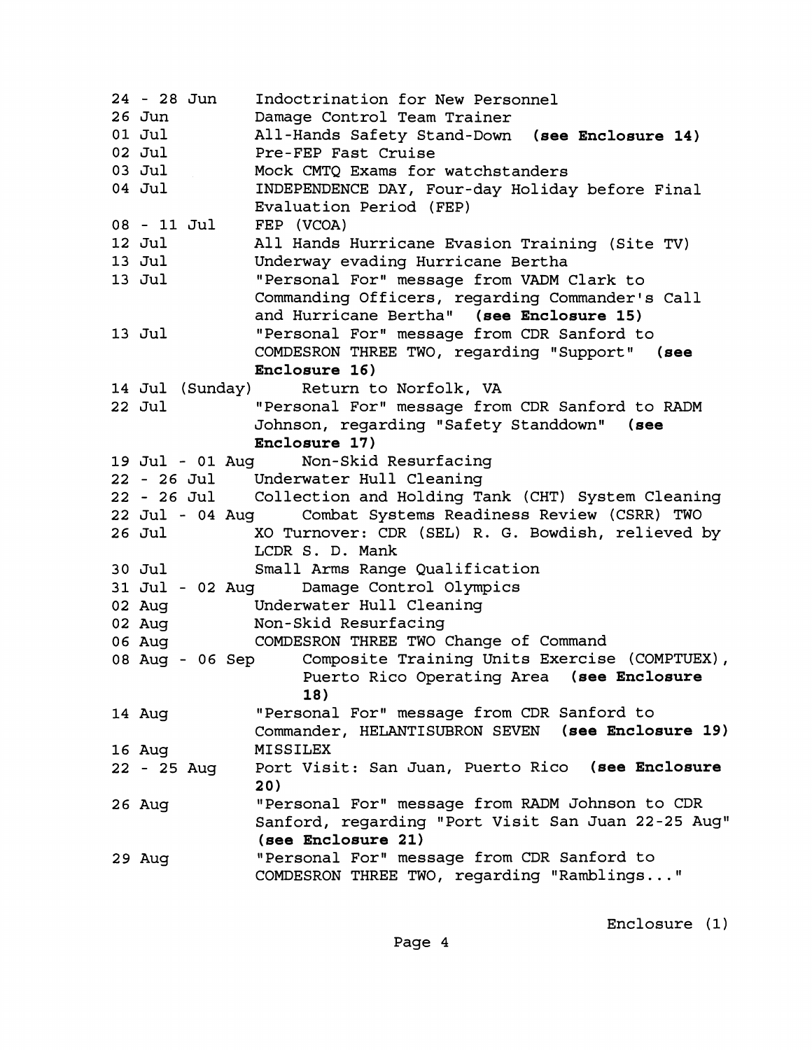| | |
|---|---|
| 24 - 28 Jun | Indoctrination for New Personnel |
| 26 Jun | Damage Control Team Trainer |
| 01 Jul | All-Hands Safety Stand-Down **(see Enclosure 14)** |
| 02 Jul | Pre-FEP Fast Cruise |
| 03 Jul | Mock CMTQ Exams for watchstanders |
| 04 Jul | INDEPENDENCE DAY, Four-day Holiday before Final Evaluation Period (FEP) |
| 08 - 11 Jul | FEP (VCOA) |
| 12 Jul | All Hands Hurricane Evasion Training (Site TV) |
| 13 Jul | Underway evading Hurricane Bertha |
| 13 Jul | "Personal For" message from VADM Clark to Commanding Officers, regarding Commander's Call and Hurricane Bertha" **(see Enclosure 15)** |
| 13 Jul | "Personal For" message from CDR Sanford to COMDESRON THREE TWO, regarding "Support" **(see Enclosure 16)** |
| 14 Jul (Sunday) | Return to Norfolk, VA |
| 22 Jul | "Personal For" message from CDR Sanford to RADM Johnson, regarding "Safety Standdown" **(see Enclosure 17)** |
| 19 Jul - 01 Aug | Non-Skid Resurfacing |
| 22 - 26 Jul | Underwater Hull Cleaning |
| 22 - 26 Jul | Collection and Holding Tank (CHT) System Cleaning |
| 22 Jul - 04 Aug | Combat Systems Readiness Review (CSRR) TWO |
| 26 Jul | XO Turnover: CDR (SEL) R. G. Bowdish, relieved by LCDR S. D. Mank |
| 30 Jul | Small Arms Range Qualification |
| 31 Jul - 02 Aug | Damage Control Olympics |
| 02 Aug | Underwater Hull Cleaning |
| 02 Aug | Non-Skid Resurfacing |
| 06 Aug | COMDESRON THREE TWO Change of Command |
| 08 Aug - 06 Sep | Composite Training Units Exercise (COMPTUEX), Puerto Rico Operating Area **(see Enclosure 18)** |
| 14 Aug | "Personal For" message from CDR Sanford to Commander, HELANTISUBRON SEVEN **(see Enclosure 19)** |
| 16 Aug | MISSILEX |
| 22 - 25 Aug | Port Visit: San Juan, Puerto Rico **(see Enclosure 20)** |
| 26 Aug | "Personal For" message from RADM Johnson to CDR Sanford, regarding "Port Visit San Juan 22-25 Aug" **(see Enclosure 21)** |
| 29 Aug | "Personal For" message from CDR Sanford to COMDESRON THREE TWO, regarding "Ramblings..." |

Enclosure (1)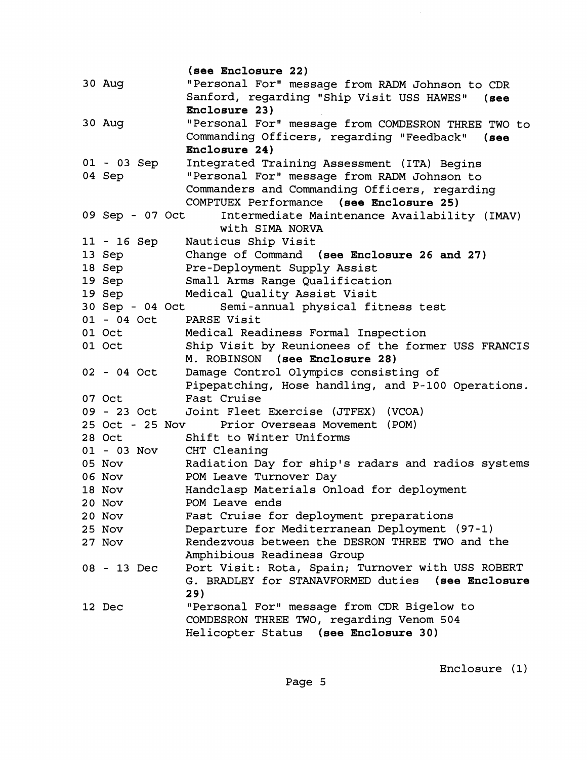**(see Enclosure 22)**

| | |
|---|---|
| 30 Aug | "Personal For" message from RADM Johnson to CDR Sanford, regarding "Ship Visit USS HAWES" **(see Enclosure 23)** |
| 30 Aug | "Personal For" message from COMDESRON THREE TWO to Commanding Officers, regarding "Feedback" **(see Enclosure 24)** |
| 01 - 03 Sep | Integrated Training Assessment (ITA) Begins |
| 04 Sep | "Personal For" message from RADM Johnson to Commanders and Commanding Officers, regarding COMPTUEX Performance **(see Enclosure 25)** |
| 09 Sep - 07 Oct | Intermediate Maintenance Availability (IMAV) with SIMA NORVA |
| 11 - 16 Sep | Nauticus Ship Visit |
| 13 Sep | Change of Command **(see Enclosure 26 and 27)** |
| 18 Sep | Pre-Deployment Supply Assist |
| 19 Sep | Small Arms Range Qualification |
| 19 Sep | Medical Quality Assist Visit |
| 30 Sep - 04 Oct | Semi-annual physical fitness test |
| 01 - 04 Oct | PARSE Visit |
| 01 Oct | Medical Readiness Formal Inspection |
| 01 Oct | Ship Visit by Reunionees of the former USS FRANCIS M. ROBINSON **(see Enclosure 28)** |
| 02 - 04 Oct | Damage Control Olympics consisting of Pipepatching, Hose handling, and P-100 Operations. |
| 07 Oct | Fast Cruise |
| 09 - 23 Oct | Joint Fleet Exercise (JTFEX) (VCOA) |
| 25 Oct - 25 Nov | Prior Overseas Movement (POM) |
| 28 Oct | Shift to Winter Uniforms |
| 01 - 03 Nov | CHT Cleaning |
| 05 Nov | Radiation Day for ship's radars and radios systems |
| 06 Nov | POM Leave Turnover Day |
| 18 Nov | Handclasp Materials Onload for deployment |
| 20 Nov | POM Leave ends |
| 20 Nov | Fast Cruise for deployment preparations |
| 25 Nov | Departure for Mediterranean Deployment (97-1) |
| 27 Nov | Rendezvous between the DESRON THREE TWO and the Amphibious Readiness Group |
| 08 - 13 Dec | Port Visit: Rota, Spain; Turnover with USS ROBERT G. BRADLEY for STANAVFORMED duties **(see Enclosure 29)** |
| 12 Dec | "Personal For" message from CDR Bigelow to COMDESRON THREE TWO, regarding Venom 504 Helicopter Status **(see Enclosure 30)** |

Enclosure (1)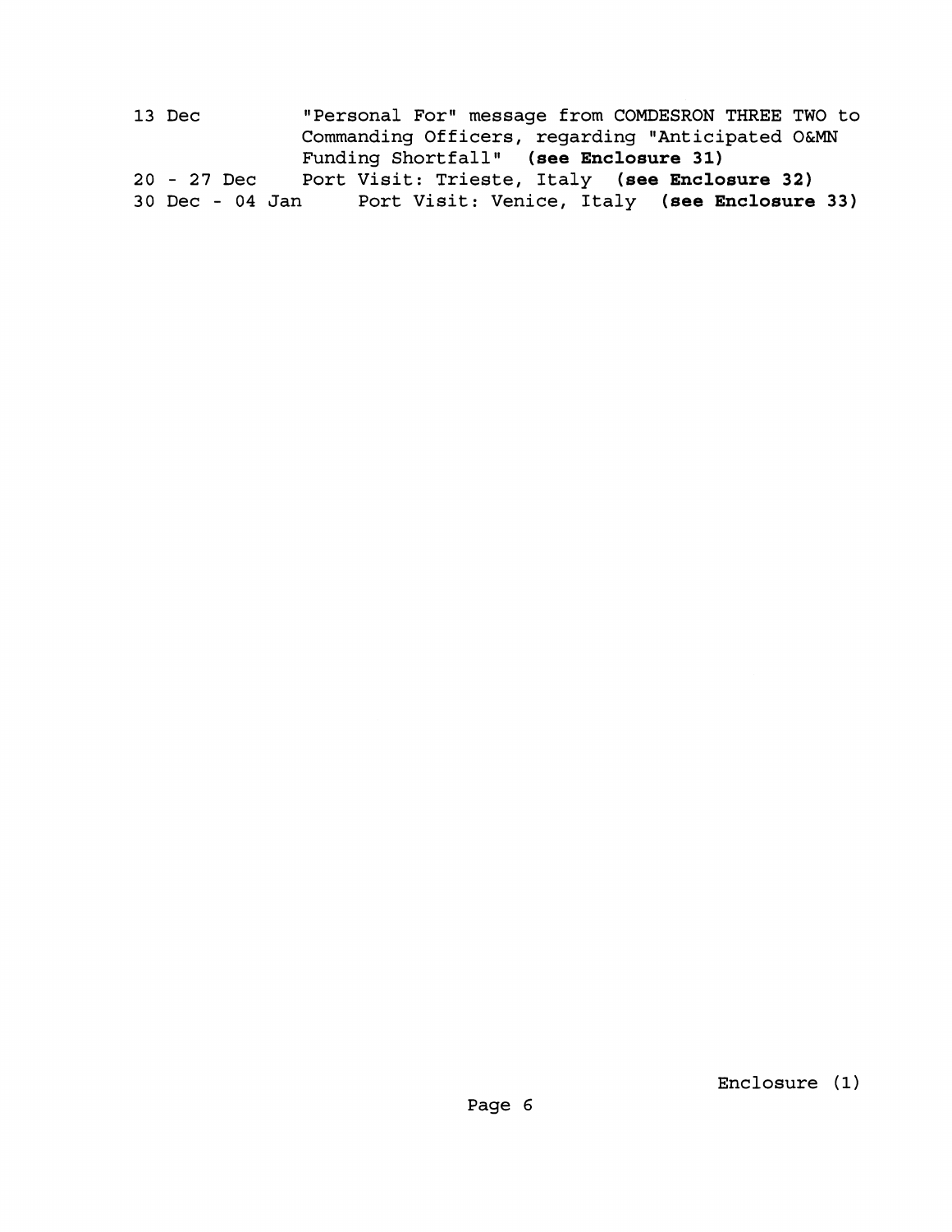| | |
|---|---|
| 13 Dec | "Personal For" message from COMDESRON THREE TWO to Commanding Officers, regarding "Anticipated O&MN Funding Shortfall" **(see Enclosure 31)** |
| 20 - 27 Dec | Port Visit: Trieste, Italy **(see Enclosure 32)** |
| 30 Dec - 04 Jan | Port Visit: Venice, Italy **(see Enclosure 33)** |

Enclosure (1)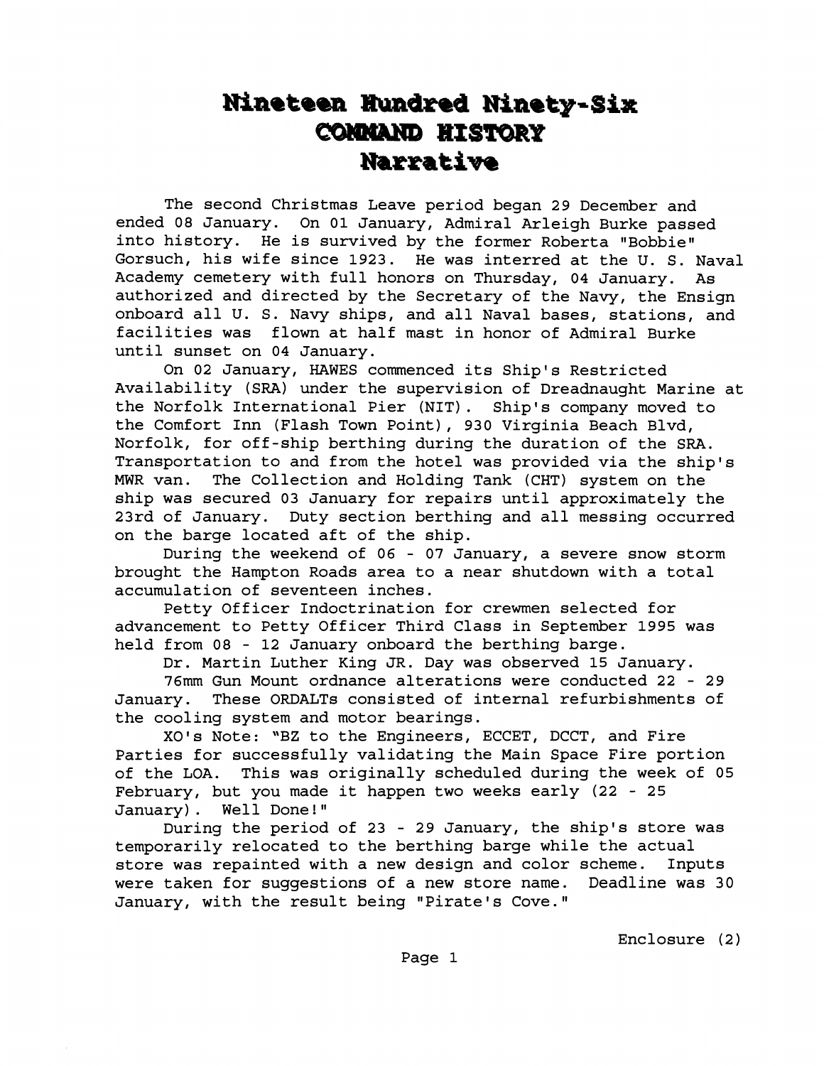# Nineteen Hundred Ninety-Six
# COMMAND HISTORY
# Narrative

The second Christmas Leave period began 29 December and ended 08 January. On 01 January, Admiral Arleigh Burke passed into history. He is survived by the former Roberta "Bobbie" Gorsuch, his wife since 1923. He was interred at the U. S. Naval Academy cemetery with full honors on Thursday, 04 January. As authorized and directed by the Secretary of the Navy, the Ensign onboard all U. S. Navy ships, and all Naval bases, stations, and facilities was flown at half mast in honor of Admiral Burke until sunset on 04 January.

On 02 January, HAWES commenced its Ship's Restricted Availability (SRA) under the supervision of Dreadnaught Marine at the Norfolk International Pier (NIT). Ship's company moved to the Comfort Inn (Flash Town Point), 930 Virginia Beach Blvd, Norfolk, for off-ship berthing during the duration of the SRA. Transportation to and from the hotel was provided via the ship's MWR van. The Collection and Holding Tank (CHT) system on the ship was secured 03 January for repairs until approximately the 23rd of January. Duty section berthing and all messing occurred on the barge located aft of the ship.

During the weekend of 06 - 07 January, a severe snow storm brought the Hampton Roads area to a near shutdown with a total accumulation of seventeen inches.

Petty Officer Indoctrination for crewmen selected for advancement to Petty Officer Third Class in September 1995 was held from 08 - 12 January onboard the berthing barge.

Dr. Martin Luther King JR. Day was observed 15 January.

76mm Gun Mount ordnance alterations were conducted 22 - 29 January. These ORDALTs consisted of internal refurbishments of the cooling system and motor bearings.

XO's Note: "BZ to the Engineers, ECCET, DCCT, and Fire Parties for successfully validating the Main Space Fire portion of the LOA. This was originally scheduled during the week of 05 February, but you made it happen two weeks early (22 - 25 January). Well Done!"

During the period of 23 - 29 January, the ship's store was temporarily relocated to the berthing barge while the actual store was repainted with a new design and color scheme. Inputs were taken for suggestions of a new store name. Deadline was 30 January, with the result being "Pirate's Cove."

Enclosure (2)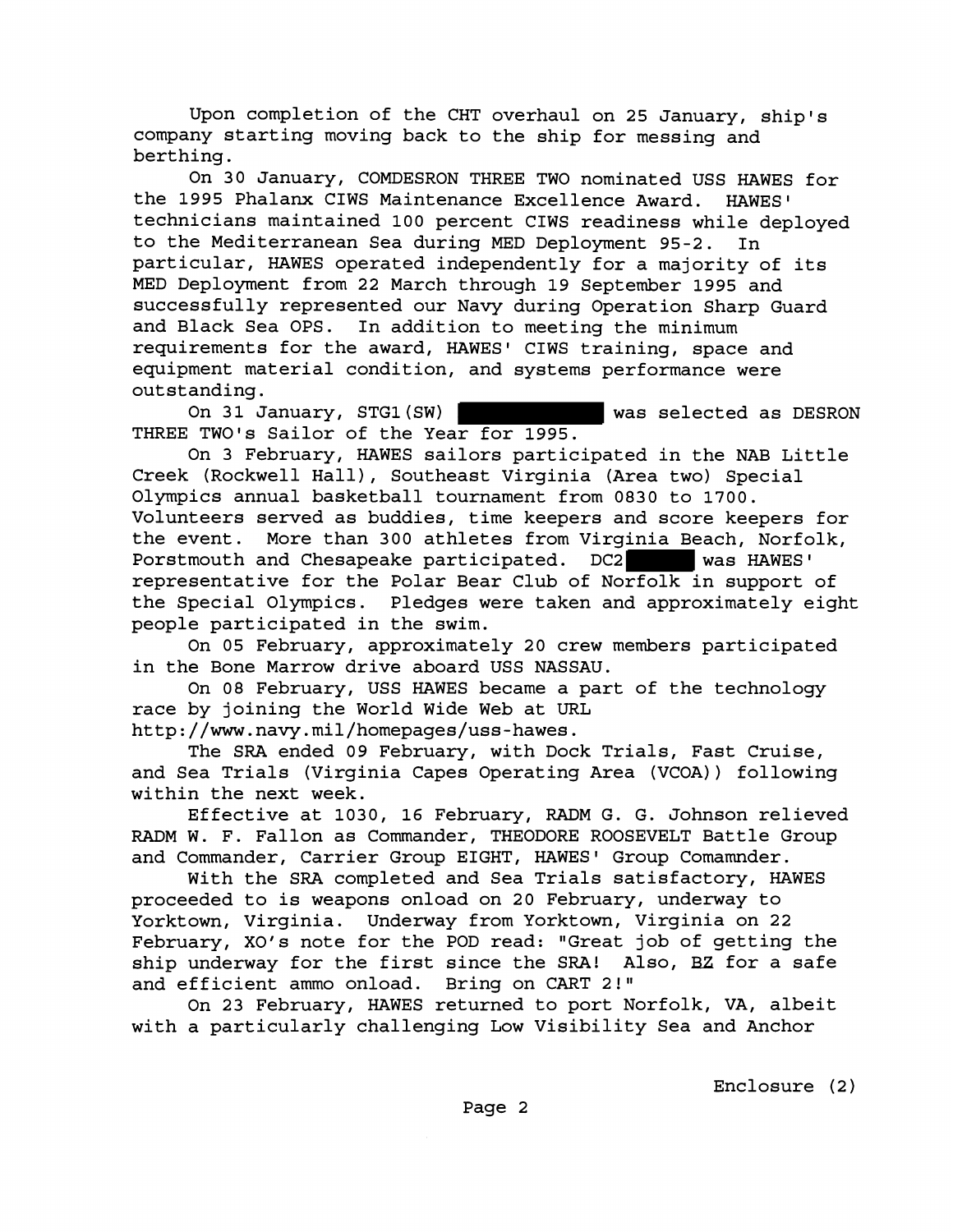Upon completion of the CHT overhaul on 25 January, ship's company starting moving back to the ship for messing and berthing.

On 30 January, COMDESRON THREE TWO nominated USS HAWES for the 1995 Phalanx CIWS Maintenance Excellence Award. HAWES' technicians maintained 100 percent CIWS readiness while deployed to the Mediterranean Sea during MED Deployment 95-2. In particular, HAWES operated independently for a majority of its MED Deployment from 22 March through 19 September 1995 and successfully represented our Navy during Operation Sharp Guard and Black Sea OPS. In addition to meeting the minimum requirements for the award, HAWES' CIWS training, space and equipment material condition, and systems performance were outstanding.

On 31 January, STG1(SW) ██████████ was selected as DESRON THREE TWO's Sailor of the Year for 1995.

On 3 February, HAWES sailors participated in the NAB Little Creek (Rockwell Hall), Southeast Virginia (Area two) Special Olympics annual basketball tournament from 0830 to 1700. Volunteers served as buddies, time keepers and score keepers for the event. More than 300 athletes from Virginia Beach, Norfolk, Porstmouth and Chesapeake participated. DC2 ██████ was HAWES' representative for the Polar Bear Club of Norfolk in support of the Special Olympics. Pledges were taken and approximately eight people participated in the swim.

On 05 February, approximately 20 crew members participated in the Bone Marrow drive aboard USS NASSAU.

On 08 February, USS HAWES became a part of the technology race by joining the World Wide Web at URL http://www.navy.mil/homepages/uss-hawes.

The SRA ended 09 February, with Dock Trials, Fast Cruise, and Sea Trials (Virginia Capes Operating Area (VCOA)) following within the next week.

Effective at 1030, 16 February, RADM G. G. Johnson relieved RADM W. F. Fallon as Commander, THEODORE ROOSEVELT Battle Group and Commander, Carrier Group EIGHT, HAWES' Group Comamnder.

With the SRA completed and Sea Trials satisfactory, HAWES proceeded to is weapons onload on 20 February, underway to Yorktown, Virginia. Underway from Yorktown, Virginia on 22 February, XO's note for the POD read: "Great job of getting the ship underway for the first since the SRA! Also, BZ for a safe and efficient ammo onload. Bring on CART 2!"

On 23 February, HAWES returned to port Norfolk, VA, albeit with a particularly challenging Low Visibility Sea and Anchor

Enclosure (2)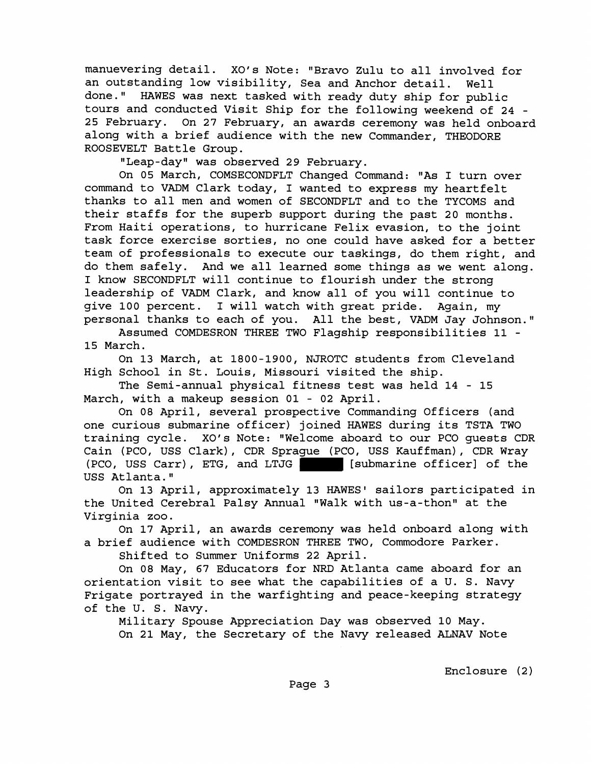manuevering detail. XO's Note: "Bravo Zulu to all involved for an outstanding low visibility, Sea and Anchor detail. Well done." HAWES was next tasked with ready duty ship for public tours and conducted Visit Ship for the following weekend of 24 - 25 February. On 27 February, an awards ceremony was held onboard along with a brief audience with the new Commander, THEODORE ROOSEVELT Battle Group.

"Leap-day" was observed 29 February.

On 05 March, COMSECONDFLT Changed Command: "As I turn over command to VADM Clark today, I wanted to express my heartfelt thanks to all men and women of SECONDFLT and to the TYCOMS and their staffs for the superb support during the past 20 months. From Haiti operations, to hurricane Felix evasion, to the joint task force exercise sorties, no one could have asked for a better team of professionals to execute our taskings, do them right, and do them safely. And we all learned some things as we went along. I know SECONDFLT will continue to flourish under the strong leadership of VADM Clark, and know all of you will continue to give 100 percent. I will watch with great pride. Again, my personal thanks to each of you. All the best, VADM Jay Johnson."

Assumed COMDESRON THREE TWO Flagship responsibilities 11 - 15 March.

On 13 March, at 1800-1900, NJROTC students from Cleveland High School in St. Louis, Missouri visited the ship.

The Semi-annual physical fitness test was held 14 - 15 March, with a makeup session 01 - 02 April.

On 08 April, several prospective Commanding Officers (and one curious submarine officer) joined HAWES during its TSTA TWO training cycle. XO's Note: "Welcome aboard to our PCO guests CDR Cain (PCO, USS Clark), CDR Sprague (PCO, USS Kauffman), CDR Wray (PCO, USS Carr), ETG, and LTJG ██████ [submarine officer] of the USS Atlanta."

On 13 April, approximately 13 HAWES' sailors participated in the United Cerebral Palsy Annual "Walk with us-a-thon" at the Virginia zoo.

On 17 April, an awards ceremony was held onboard along with a brief audience with COMDESRON THREE TWO, Commodore Parker.

Shifted to Summer Uniforms 22 April.

On 08 May, 67 Educators for NRD Atlanta came aboard for an orientation visit to see what the capabilities of a U. S. Navy Frigate portrayed in the warfighting and peace-keeping strategy of the U. S. Navy.

Military Spouse Appreciation Day was observed 10 May.

On 21 May, the Secretary of the Navy released ALNAV Note

Enclosure (2)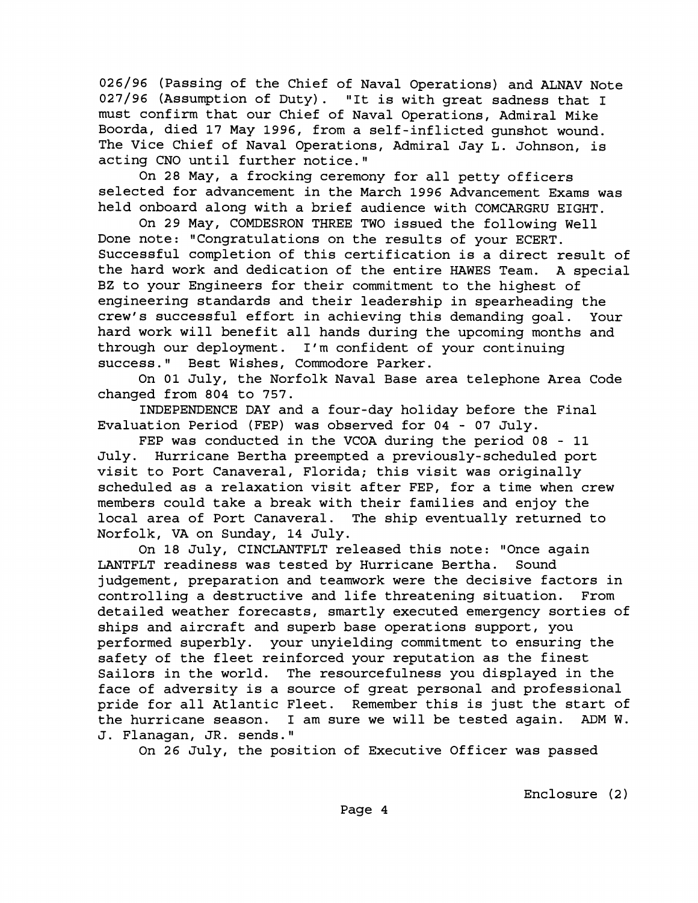026/96 (Passing of the Chief of Naval Operations) and ALNAV Note 027/96 (Assumption of Duty). "It is with great sadness that I must confirm that our Chief of Naval Operations, Admiral Mike Boorda, died 17 May 1996, from a self-inflicted gunshot wound. The Vice Chief of Naval Operations, Admiral Jay L. Johnson, is acting CNO until further notice."

On 28 May, a frocking ceremony for all petty officers selected for advancement in the March 1996 Advancement Exams was held onboard along with a brief audience with COMCARGRU EIGHT.

On 29 May, COMDESRON THREE TWO issued the following Well Done note: "Congratulations on the results of your ECERT. Successful completion of this certification is a direct result of the hard work and dedication of the entire HAWES Team. A special BZ to your Engineers for their commitment to the highest of engineering standards and their leadership in spearheading the crew's successful effort in achieving this demanding goal. Your hard work will benefit all hands during the upcoming months and through our deployment. I'm confident of your continuing success." Best Wishes, Commodore Parker.

On 01 July, the Norfolk Naval Base area telephone Area Code changed from 804 to 757.

INDEPENDENCE DAY and a four-day holiday before the Final Evaluation Period (FEP) was observed for 04 - 07 July.

FEP was conducted in the VCOA during the period 08 - 11 July. Hurricane Bertha preempted a previously-scheduled port visit to Port Canaveral, Florida; this visit was originally scheduled as a relaxation visit after FEP, for a time when crew members could take a break with their families and enjoy the local area of Port Canaveral. The ship eventually returned to Norfolk, VA on Sunday, 14 July.

On 18 July, CINCLANTFLT released this note: "Once again LANTFLT readiness was tested by Hurricane Bertha. Sound judgement, preparation and teamwork were the decisive factors in controlling a destructive and life threatening situation. From detailed weather forecasts, smartly executed emergency sorties of ships and aircraft and superb base operations support, you performed superbly. your unyielding commitment to ensuring the safety of the fleet reinforced your reputation as the finest Sailors in the world. The resourcefulness you displayed in the face of adversity is a source of great personal and professional pride for all Atlantic Fleet. Remember this is just the start of the hurricane season. I am sure we will be tested again. ADM W. J. Flanagan, JR. sends."

On 26 July, the position of Executive Officer was passed

Enclosure (2)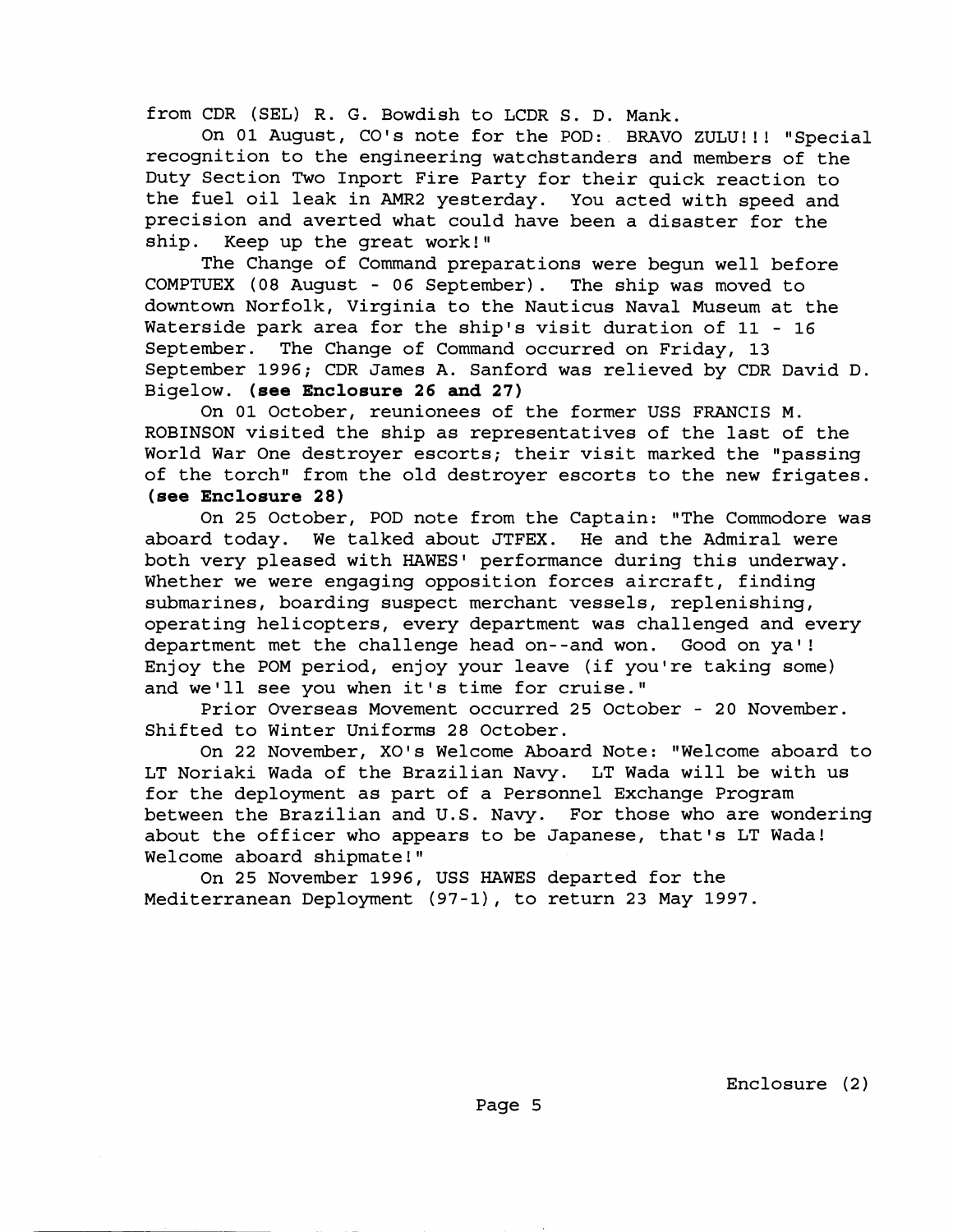from CDR (SEL) R. G. Bowdish to LCDR S. D. Mank.

On 01 August, CO's note for the POD: BRAVO ZULU!!! "Special recognition to the engineering watchstanders and members of the Duty Section Two Inport Fire Party for their quick reaction to the fuel oil leak in AMR2 yesterday. You acted with speed and precision and averted what could have been a disaster for the ship. Keep up the great work!"

The Change of Command preparations were begun well before COMPTUEX (08 August - 06 September). The ship was moved to downtown Norfolk, Virginia to the Nauticus Naval Museum at the Waterside park area for the ship's visit duration of 11 - 16 September. The Change of Command occurred on Friday, 13 September 1996; CDR James A. Sanford was relieved by CDR David D. Bigelow. **(see Enclosure 26 and 27)**

On 01 October, reunionees of the former USS FRANCIS M. ROBINSON visited the ship as representatives of the last of the World War One destroyer escorts; their visit marked the "passing of the torch" from the old destroyer escorts to the new frigates. **(see Enclosure 28)**

On 25 October, POD note from the Captain: "The Commodore was aboard today. We talked about JTFEX. He and the Admiral were both very pleased with HAWES' performance during this underway. Whether we were engaging opposition forces aircraft, finding submarines, boarding suspect merchant vessels, replenishing, operating helicopters, every department was challenged and every department met the challenge head on--and won. Good on ya'! Enjoy the POM period, enjoy your leave (if you're taking some) and we'll see you when it's time for cruise."

Prior Overseas Movement occurred 25 October - 20 November. Shifted to Winter Uniforms 28 October.

On 22 November, XO's Welcome Aboard Note: "Welcome aboard to LT Noriaki Wada of the Brazilian Navy. LT Wada will be with us for the deployment as part of a Personnel Exchange Program between the Brazilian and U.S. Navy. For those who are wondering about the officer who appears to be Japanese, that's LT Wada! Welcome aboard shipmate!"

On 25 November 1996, USS HAWES departed for the Mediterranean Deployment (97-1), to return 23 May 1997.

Enclosure (2)